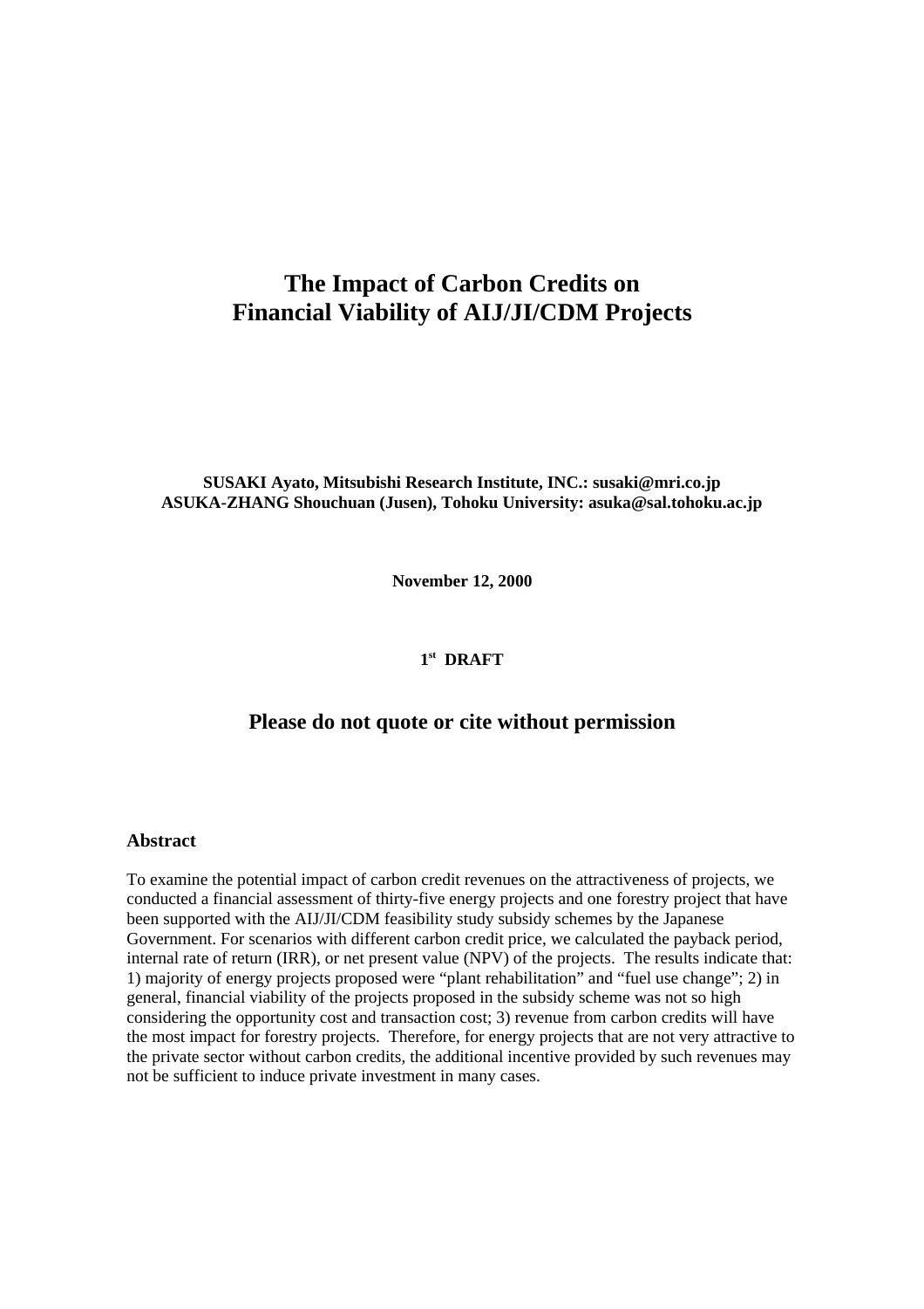# The Impact of Carbon Credits on Financial Viability of AIJ/JI/CDM Projects

**SUSAKI Ayato, Mitsubishi Research Institute, INC.: susaki@mri.co.jp**
**ASUKA-ZHANG Shouchuan (Jusen), Tohoku University: asuka@sal.tohoku.ac.jp**

**November 12, 2000**

**1st DRAFT**

## Please do not quote or cite without permission

### Abstract

To examine the potential impact of carbon credit revenues on the attractiveness of projects, we conducted a financial assessment of thirty-five energy projects and one forestry project that have been supported with the AIJ/JI/CDM feasibility study subsidy schemes by the Japanese Government. For scenarios with different carbon credit price, we calculated the payback period, internal rate of return (IRR), or net present value (NPV) of the projects. The results indicate that: 1) majority of energy projects proposed were "plant rehabilitation" and "fuel use change"; 2) in general, financial viability of the projects proposed in the subsidy scheme was not so high considering the opportunity cost and transaction cost; 3) revenue from carbon credits will have the most impact for forestry projects. Therefore, for energy projects that are not very attractive to the private sector without carbon credits, the additional incentive provided by such revenues may not be sufficient to induce private investment in many cases.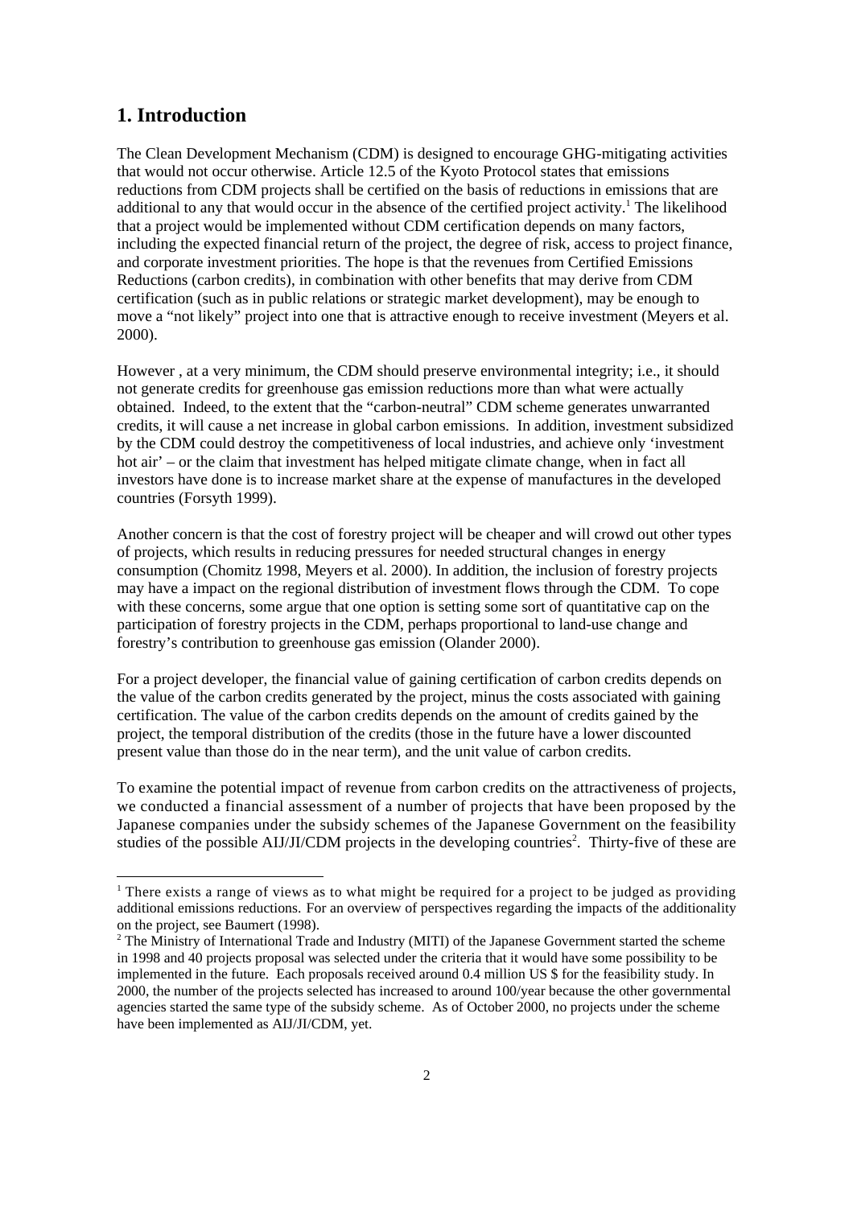## 1. Introduction

The Clean Development Mechanism (CDM) is designed to encourage GHG-mitigating activities that would not occur otherwise. Article 12.5 of the Kyoto Protocol states that emissions reductions from CDM projects shall be certified on the basis of reductions in emissions that are additional to any that would occur in the absence of the certified project activity.[1] The likelihood that a project would be implemented without CDM certification depends on many factors, including the expected financial return of the project, the degree of risk, access to project finance, and corporate investment priorities. The hope is that the revenues from Certified Emissions Reductions (carbon credits), in combination with other benefits that may derive from CDM certification (such as in public relations or strategic market development), may be enough to move a "not likely" project into one that is attractive enough to receive investment (Meyers et al. 2000).

However , at a very minimum, the CDM should preserve environmental integrity; i.e., it should not generate credits for greenhouse gas emission reductions more than what were actually obtained. Indeed, to the extent that the "carbon-neutral" CDM scheme generates unwarranted credits, it will cause a net increase in global carbon emissions. In addition, investment subsidized by the CDM could destroy the competitiveness of local industries, and achieve only 'investment hot air' – or the claim that investment has helped mitigate climate change, when in fact all investors have done is to increase market share at the expense of manufactures in the developed countries (Forsyth 1999).

Another concern is that the cost of forestry project will be cheaper and will crowd out other types of projects, which results in reducing pressures for needed structural changes in energy consumption (Chomitz 1998, Meyers et al. 2000). In addition, the inclusion of forestry projects may have a impact on the regional distribution of investment flows through the CDM. To cope with these concerns, some argue that one option is setting some sort of quantitative cap on the participation of forestry projects in the CDM, perhaps proportional to land-use change and forestry's contribution to greenhouse gas emission (Olander 2000).

For a project developer, the financial value of gaining certification of carbon credits depends on the value of the carbon credits generated by the project, minus the costs associated with gaining certification. The value of the carbon credits depends on the amount of credits gained by the project, the temporal distribution of the credits (those in the future have a lower discounted present value than those do in the near term), and the unit value of carbon credits.

To examine the potential impact of revenue from carbon credits on the attractiveness of projects, we conducted a financial assessment of a number of projects that have been proposed by the Japanese companies under the subsidy schemes of the Japanese Government on the feasibility studies of the possible AIJ/JI/CDM projects in the developing countries[2]. Thirty-five of these are

---

[1] There exists a range of views as to what might be required for a project to be judged as providing additional emissions reductions. For an overview of perspectives regarding the impacts of the additionality on the project, see Baumert (1998).

[2] The Ministry of International Trade and Industry (MITI) of the Japanese Government started the scheme in 1998 and 40 projects proposal was selected under the criteria that it would have some possibility to be implemented in the future. Each proposals received around 0.4 million US $ for the feasibility study. In 2000, the number of the projects selected has increased to around 100/year because the other governmental agencies started the same type of the subsidy scheme. As of October 2000, no projects under the scheme have been implemented as AIJ/JI/CDM, yet.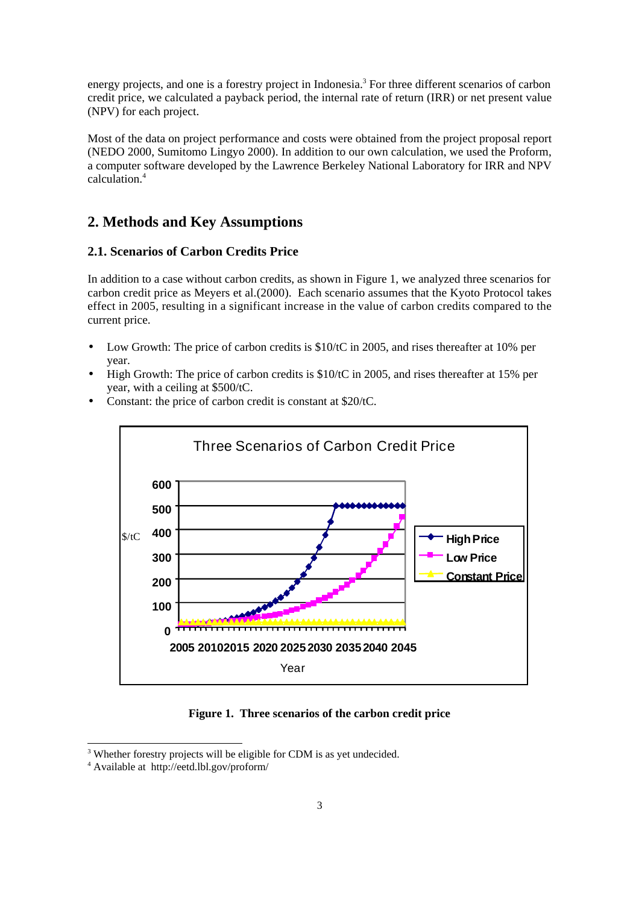energy projects, and one is a forestry project in Indonesia.[3] For three different scenarios of carbon credit price, we calculated a payback period, the internal rate of return (IRR) or net present value (NPV) for each project.

Most of the data on project performance and costs were obtained from the project proposal report (NEDO 2000, Sumitomo Lingyo 2000). In addition to our own calculation, we used the Proform, a computer software developed by the Lawrence Berkeley National Laboratory for IRR and NPV calculation.[4]

## 2. Methods and Key Assumptions

### 2.1. Scenarios of Carbon Credits Price

In addition to a case without carbon credits, as shown in Figure 1, we analyzed three scenarios for carbon credit price as Meyers et al.(2000). Each scenario assumes that the Kyoto Protocol takes effect in 2005, resulting in a significant increase in the value of carbon credits compared to the current price.

- Low Growth: The price of carbon credits is \$10/tC in 2005, and rises thereafter at 10% per year.
- High Growth: The price of carbon credits is \$10/tC in 2005, and rises thereafter at 15% per year, with a ceiling at \$500/tC.
- Constant: the price of carbon credit is constant at \$20/tC.

**Figure 1. Three scenarios of the carbon credit price**

[3] Whether forestry projects will be eligible for CDM is as yet undecided.

[4] Available at http://eetd.lbl.gov/proform/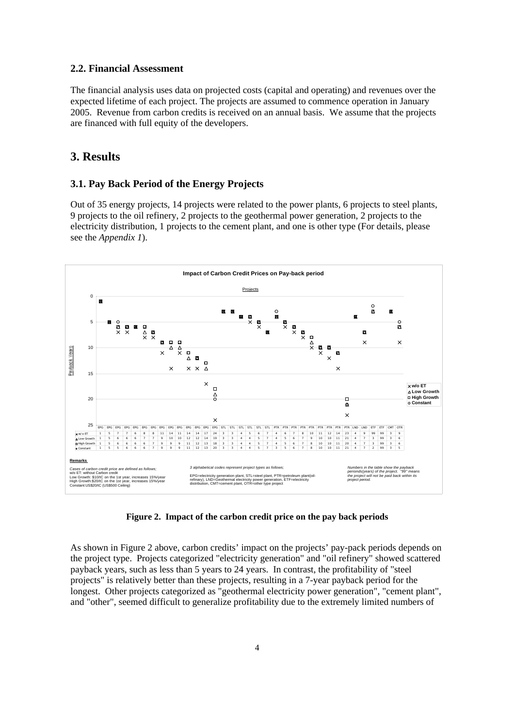### 2.2. Financial Assessment

The financial analysis uses data on projected costs (capital and operating) and revenues over the expected lifetime of each project. The projects are assumed to commence operation in January 2005. Revenue from carbon credits is received on an annual basis. We assume that the projects are financed with full equity of the developers.

## 3. Results

### 3.1. Pay Back Period of the Energy Projects

Out of 35 energy projects, 14 projects were related to the power plants, 6 projects to steel plants, 9 projects to the oil refinery, 2 projects to the geothermal power generation, 2 projects to the electricity distribution, 1 projects to the cement plant, and one is other type (For details, please see the *Appendix 1*).

**Impact of Carbon Credit Prices on Pay-back period**

| | EPG | EPG | EPG | EPG | EPG | EPG | EPG | EPG | EPG | EPG | EPG | EPG | EPG | EPG | EPG | STL | STL | STL | STL | STL | STL | PTR | PTR | PTR | PTR | PTR | PTR | PTR | PTR | PTR | LND | LND | ETF | ETF | CMT | OTR |
|---|---|---|---|---|---|---|---|---|---|---|---|---|---|---|---|---|---|---|---|---|---|---|---|---|---|---|---|---|---|---|---|---|---|---|---|---|
| w/o ET | 1 | 5 | 7 | 7 | 6 | 8 | 8 | 11 | 14 | 11 | 14 | 14 | 17 | 24 | 3 | 3 | 4 | 5 | 6 | 7 | 4 | 6 | 7 | 8 | 10 | 11 | 12 | 14 | 23 | 4 | 9 | 99 | 99 | 3 | 9 |
| Low Growth | 1 | 5 | 6 | 6 | 6 | 7 | 7 | 9 | 10 | 10 | 12 | 12 | 14 | 19 | 3 | 3 | 4 | 4 | 5 | 7 | 4 | 5 | 6 | 7 | 9 | 10 | 10 | 11 | 21 | 4 | 7 | 3 | 99 | 3 | 6 |
| High Growth | 1 | 5 | 6 | 6 | 6 | 6 | 7 | 9 | 9 | 9 | 11 | 12 | 13 | 18 | 3 | 3 | 4 | 4 | 5 | 7 | 4 | 5 | 6 | 7 | 8 | 10 | 10 | 11 | 20 | 4 | 7 | 3 | 99 | 3 | 6 |
| Constant | 1 | 5 | 5 | 6 | 6 | 6 | 7 | 9 | 9 | 9 | 11 | 12 | 13 | 20 | 3 | 3 | 4 | 4 | 5 | 7 | 3 | 5 | 6 | 7 | 8 | 10 | 10 | 11 | 21 | 4 | 7 | 2 | 99 | 3 | 5 |

**Remarks**

*Cases of carbon credit price are defined as follows;*
w/o ET: without Carbon credit
Low Growth: $10/tC on the 1st year, increases 15%/year
High Growth:$20/tC on the 1st year, increases 15%/year
Constant:US$20/tC (US$500 Ceiling)

*3 alphabetical codes represent project types as follows;*
EPG=electricity generation plant, STL=steel plant, PTR=petroleum plant(oil-refinery), LND=Geothermal electricity power generation, ETF=electricity distribution, CMT=cement plant, OTR=other type project

*Numbers in the table show the payback periods(years) of the project. "99" means the project will not be paid back within its project period.*

**Figure 2. Impact of the carbon credit price on the pay back periods**

As shown in Figure 2 above, carbon credits' impact on the projects' pay-pack periods depends on the project type. Projects categorized "electricity generation" and "oil refinery" showed scattered payback years, such as less than 5 years to 24 years. In contrast, the profitability of "steel projects" is relatively better than these projects, resulting in a 7-year payback period for the longest. Other projects categorized as "geothermal electricity power generation", "cement plant", and "other", seemed difficult to generalize profitability due to the extremely limited numbers of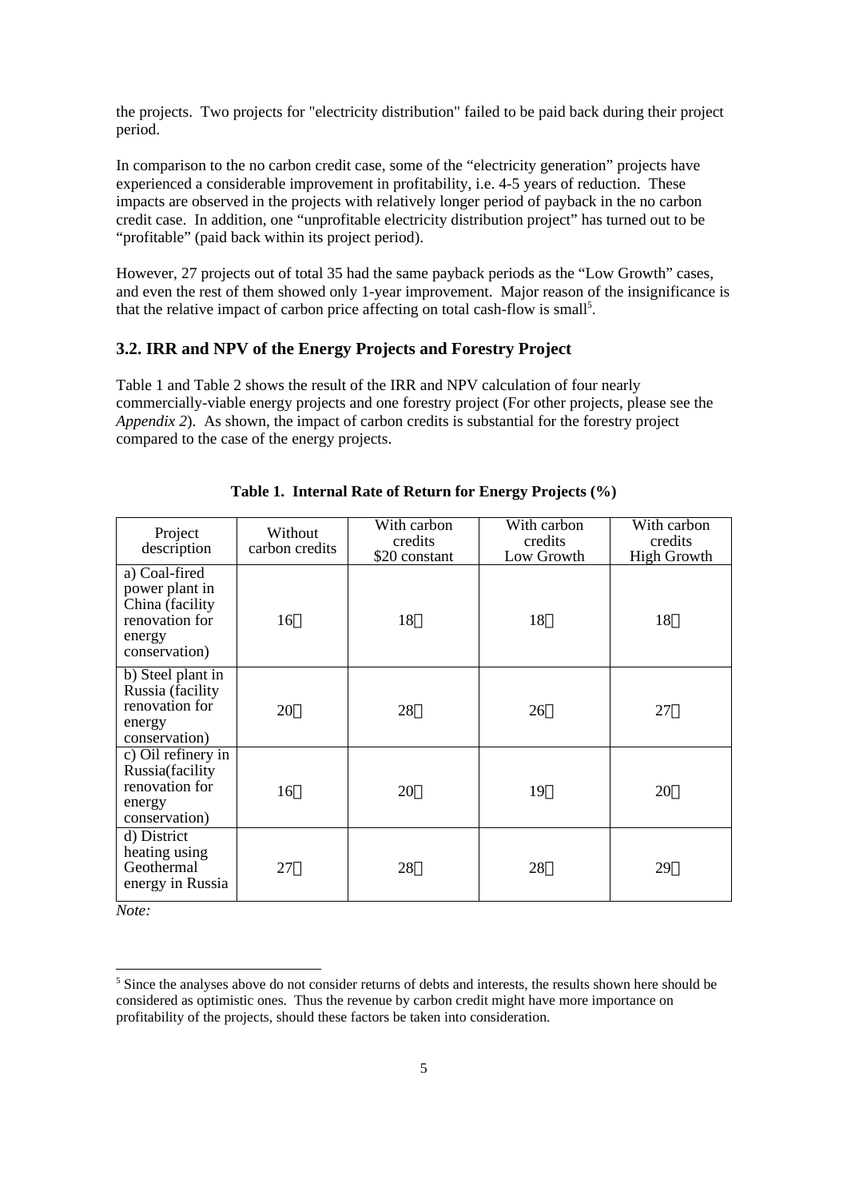the projects. Two projects for "electricity distribution" failed to be paid back during their project period.

In comparison to the no carbon credit case, some of the “electricity generation” projects have experienced a considerable improvement in profitability, i.e. 4-5 years of reduction. These impacts are observed in the projects with relatively longer period of payback in the no carbon credit case. In addition, one “unprofitable electricity distribution project” has turned out to be “profitable” (paid back within its project period).

However, 27 projects out of total 35 had the same payback periods as the “Low Growth” cases, and even the rest of them showed only 1-year improvement. Major reason of the insignificance is that the relative impact of carbon price affecting on total cash-flow is small[5].

## 3.2. IRR and NPV of the Energy Projects and Forestry Project

Table 1 and Table 2 shows the result of the IRR and NPV calculation of four nearly commercially-viable energy projects and one forestry project (For other projects, please see the *Appendix 2*). As shown, the impact of carbon credits is substantial for the forestry project compared to the case of the energy projects.

**Table 1. Internal Rate of Return for Energy Projects (%)**

| Project description | Without carbon credits | With carbon credits $20 constant | With carbon credits Low Growth | With carbon credits High Growth |
|---|---|---|---|---|
| a) Coal-fired power plant in China (facility renovation for energy conservation) | 16 | 18 | 18 | 18 |
| b) Steel plant in Russia (facility renovation for energy conservation) | 20 | 28 | 26 | 27 |
| c) Oil refinery in Russia(facility renovation for energy conservation) | 16 | 20 | 19 | 20 |
| d) District heating using Geothermal energy in Russia | 27 | 28 | 28 | 29 |

*Note:*

[5] Since the analyses above do not consider returns of debts and interests, the results shown here should be considered as optimistic ones. Thus the revenue by carbon credit might have more importance on profitability of the projects, should these factors be taken into consideration.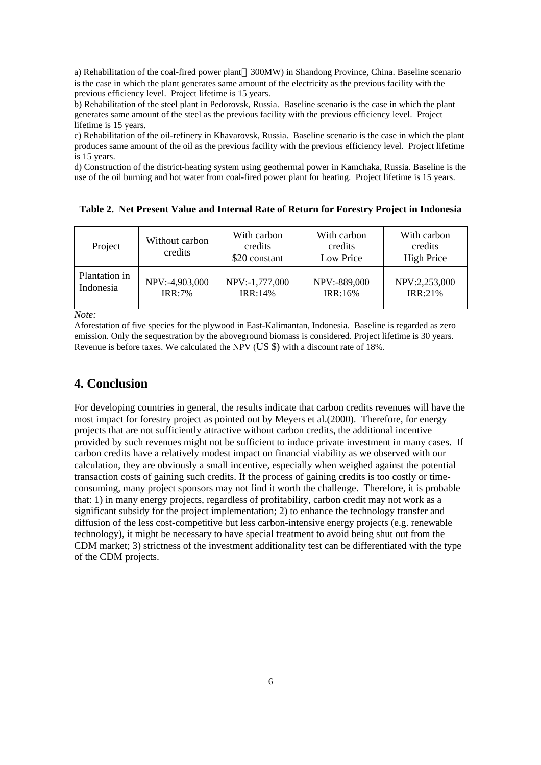a) Rehabilitation of the coal-fired power plant（300MW) in Shandong Province, China. Baseline scenario is the case in which the plant generates same amount of the electricity as the previous facility with the previous efficiency level. Project lifetime is 15 years.

b) Rehabilitation of the steel plant in Pedorovsk, Russia. Baseline scenario is the case in which the plant generates same amount of the steel as the previous facility with the previous efficiency level. Project lifetime is 15 years.

c) Rehabilitation of the oil-refinery in Khavarovsk, Russia. Baseline scenario is the case in which the plant produces same amount of the oil as the previous facility with the previous efficiency level. Project lifetime is 15 years.

d) Construction of the district-heating system using geothermal power in Kamchaka, Russia. Baseline is the use of the oil burning and hot water from coal-fired power plant for heating. Project lifetime is 15 years.

**Table 2. Net Present Value and Internal Rate of Return for Forestry Project in Indonesia**

| Project | Without carbon credits | With carbon credits \$20 constant | With carbon credits Low Price | With carbon credits High Price |
| --- | --- | --- | --- | --- |
| Plantation in Indonesia | NPV:-4,903,000 IRR:7% | NPV:-1,777,000 IRR:14% | NPV:-889,000 IRR:16% | NPV:2,253,000 IRR:21% |

*Note:*

Aforestation of five species for the plywood in East-Kalimantan, Indonesia. Baseline is regarded as zero emission. Only the sequestration by the aboveground biomass is considered. Project lifetime is 30 years. Revenue is before taxes. We calculated the NPV (US \$) with a discount rate of 18%.

## 4. Conclusion

For developing countries in general, the results indicate that carbon credits revenues will have the most impact for forestry project as pointed out by Meyers et al.(2000). Therefore, for energy projects that are not sufficiently attractive without carbon credits, the additional incentive provided by such revenues might not be sufficient to induce private investment in many cases. If carbon credits have a relatively modest impact on financial viability as we observed with our calculation, they are obviously a small incentive, especially when weighed against the potential transaction costs of gaining such credits. If the process of gaining credits is too costly or time-consuming, many project sponsors may not find it worth the challenge. Therefore, it is probable that: 1) in many energy projects, regardless of profitability, carbon credit may not work as a significant subsidy for the project implementation; 2) to enhance the technology transfer and diffusion of the less cost-competitive but less carbon-intensive energy projects (e.g. renewable technology), it might be necessary to have special treatment to avoid being shut out from the CDM market; 3) strictness of the investment additionality test can be differentiated with the type of the CDM projects.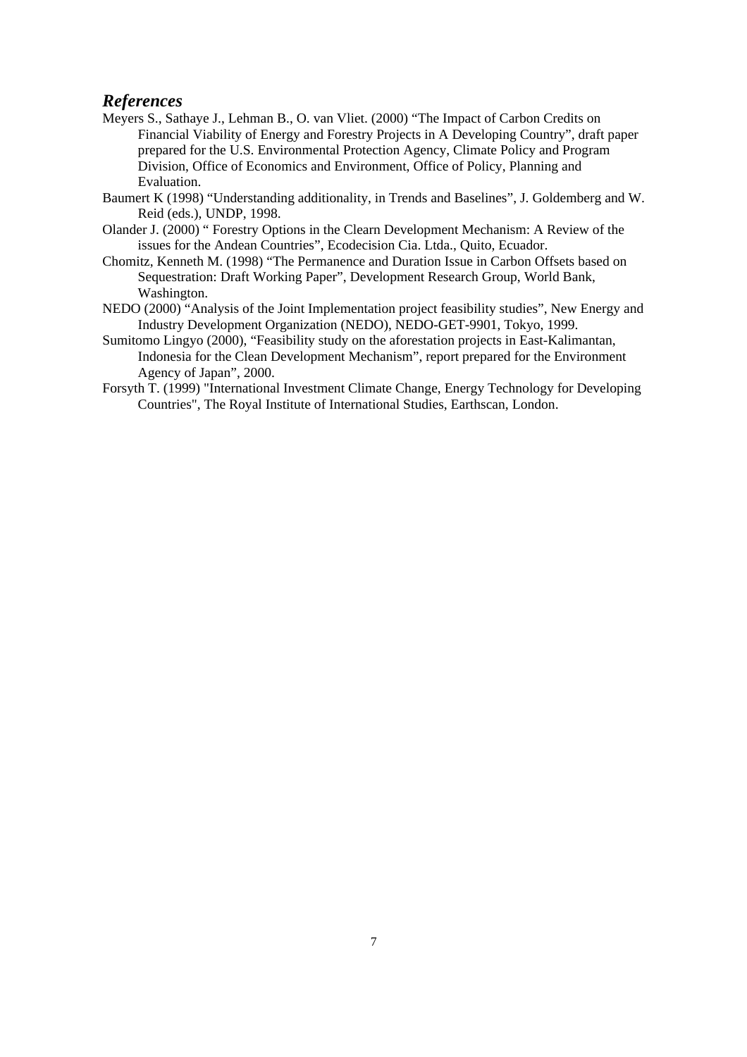## *References*

Meyers S., Sathaye J., Lehman B., O. van Vliet. (2000) "The Impact of Carbon Credits on Financial Viability of Energy and Forestry Projects in A Developing Country", draft paper prepared for the U.S. Environmental Protection Agency, Climate Policy and Program Division, Office of Economics and Environment, Office of Policy, Planning and Evaluation.

Baumert K (1998) "Understanding additionality, in Trends and Baselines", J. Goldemberg and W. Reid (eds.), UNDP, 1998.

Olander J. (2000) " Forestry Options in the Clearn Development Mechanism: A Review of the issues for the Andean Countries", Ecodecision Cia. Ltda., Quito, Ecuador.

Chomitz, Kenneth M. (1998) "The Permanence and Duration Issue in Carbon Offsets based on Sequestration: Draft Working Paper", Development Research Group, World Bank, Washington.

NEDO (2000) "Analysis of the Joint Implementation project feasibility studies", New Energy and Industry Development Organization (NEDO), NEDO-GET-9901, Tokyo, 1999.

Sumitomo Lingyo (2000), "Feasibility study on the aforestation projects in East-Kalimantan, Indonesia for the Clean Development Mechanism", report prepared for the Environment Agency of Japan", 2000.

Forsyth T. (1999) "International Investment Climate Change, Energy Technology for Developing Countries", The Royal Institute of International Studies, Earthscan, London.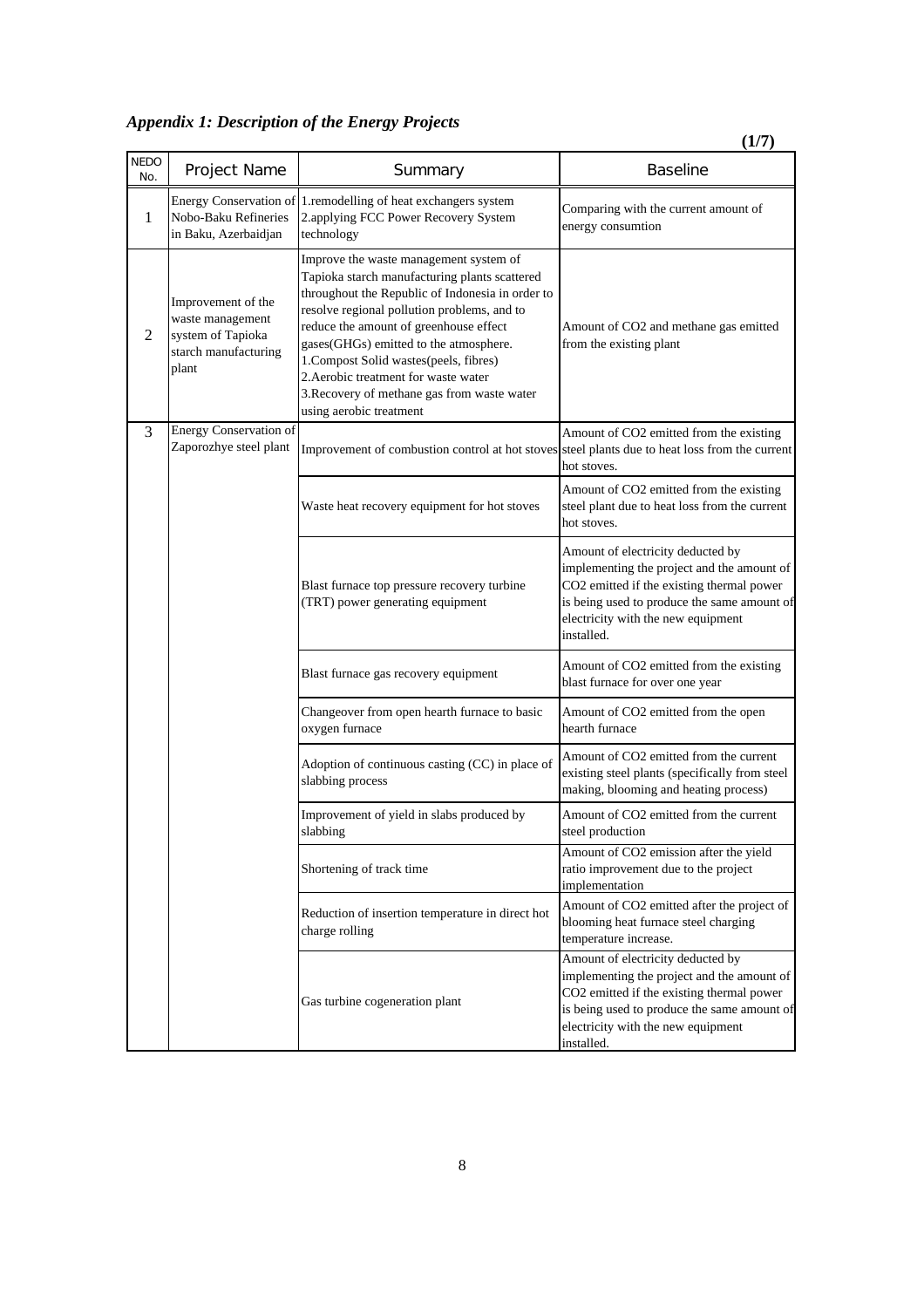### *Appendix 1: Description of the Energy Projects*

**(1/7)**

| NEDO No. | Project Name | Summary | Baseline |
|---|---|---|---|
| 1 | Energy Conservation of Nobo-Baku Refineries in Baku, Azerbaidjan | 1.remodelling of heat exchangers system<br>2.applying FCC Power Recovery System technology | Comparing with the current amount of energy consumtion |
| 2 | Improvement of the waste management system of Tapioka starch manufacturing plant | Improve the waste management system of Tapioka starch manufacturing plants scattered throughout the Republic of Indonesia in order to resolve regional pollution problems, and to reduce the amount of greenhouse effect gases(GHGs) emitted to the atmosphere.<br>1.Compost Solid wastes(peels, fibres)<br>2.Aerobic treatment for waste water<br>3.Recovery of methane gas from waste water using aerobic treatment | Amount of $CO_2$ and methane gas emitted from the existing plant |
| 3 | Energy Conservation of Zaporozhye steel plant | Improvement of combustion control at hot stoves | Amount of $CO_2$ emitted from the existing steel plants due to heat loss from the current hot stoves. |
| | | Waste heat recovery equipment for hot stoves | Amount of $CO_2$ emitted from the existing steel plant due to heat loss from the current hot stoves. |
| | | Blast furnace top pressure recovery turbine (TRT) power generating equipment | Amount of electricity deducted by implementing the project and the amount of $CO_2$ emitted if the existing thermal power is being used to produce the same amount of electricity with the new equipment installed. |
| | | Blast furnace gas recovery equipment | Amount of $CO_2$ emitted from the existing blast furnace for over one year |
| | | Changeover from open hearth furnace to basic oxygen furnace | Amount of $CO_2$ emitted from the open hearth furnace |
| | | Adoption of continuous casting (CC) in place of slabbing process | Amount of $CO_2$ emitted from the current existing steel plants (specifically from steel making, blooming and heating process) |
| | | Improvement of yield in slabs produced by slabbing | Amount of $CO_2$ emitted from the current steel production |
| | | Shortening of track time | Amount of $CO_2$ emission after the yield ratio improvement due to the project implementation |
| | | Reduction of insertion temperature in direct hot charge rolling | Amount of $CO_2$ emitted after the project of blooming heat furnace steel charging temperature increase. |
| | | Gas turbine cogeneration plant | Amount of electricity deducted by implementing the project and the amount of $CO_2$ emitted if the existing thermal power is being used to produce the same amount of electricity with the new equipment installed. |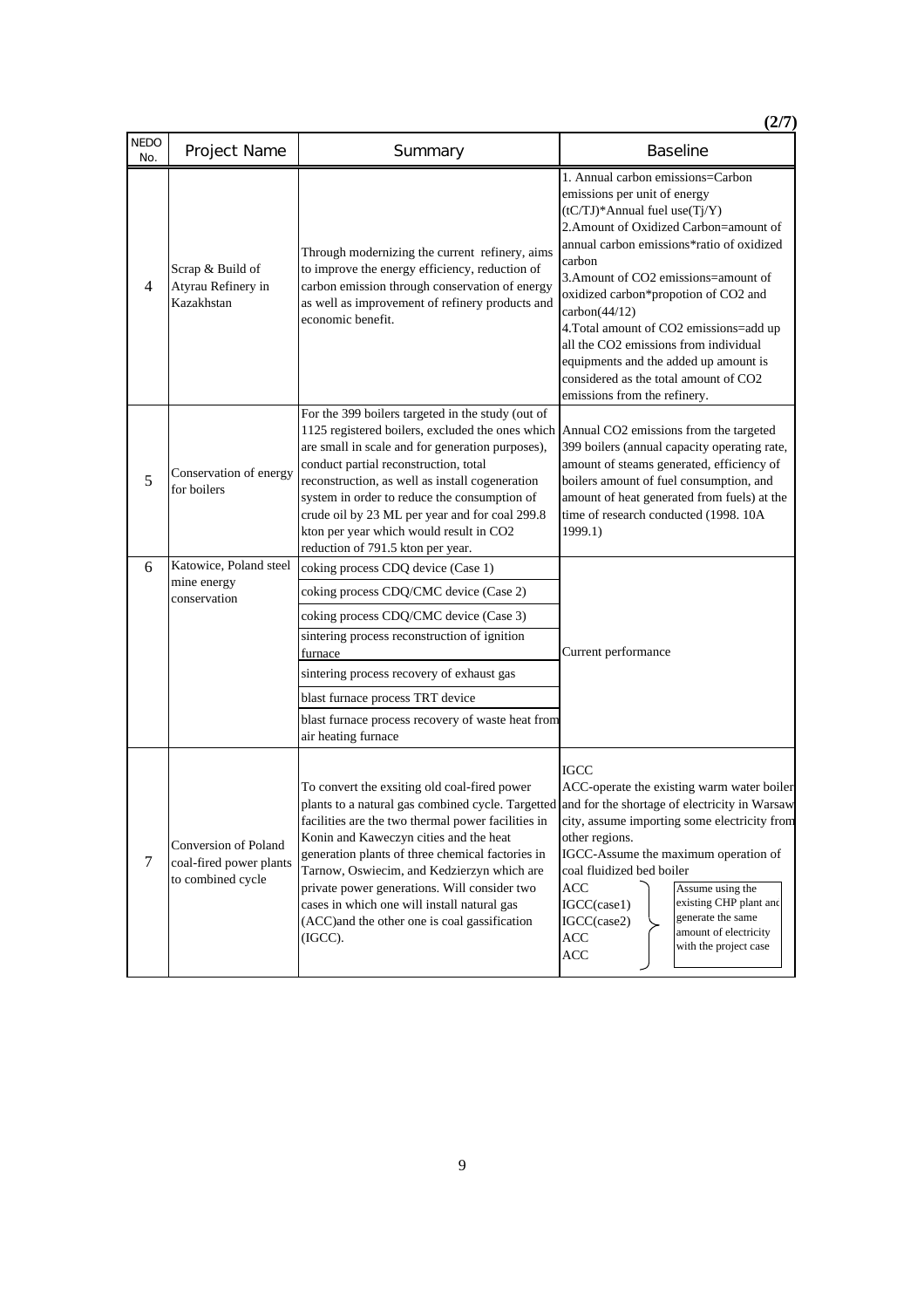(2/7)

| NEDO No. | Project Name | Summary | Baseline |
|---|---|---|---|
| 4 | Scrap & Build of Atyrau Refinery in Kazakhstan | Through modernizing the current refinery, aims to improve the energy efficiency, reduction of carbon emission through conservation of energy as well as improvement of refinery products and economic benefit. | 1. Annual carbon emissions=Carbon emissions per unit of energy (tC/TJ)*Annual fuel use(Tj/Y)<br>2.Amount of Oxidized Carbon=amount of annual carbon emissions*ratio of oxidized carbon<br>3.Amount of CO2 emissions=amount of oxidized carbon*propotion of CO2 and carbon(44/12)<br>4.Total amount of CO2 emissions=add up all the CO2 emissions from individual equipments and the added up amount is considered as the total amount of CO2 emissions from the refinery. |
| 5 | Conservation of energy for boilers | For the 399 boilers targeted in the study (out of 1125 registered boilers, excluded the ones which are small in scale and for generation purposes), conduct partial reconstruction, total reconstruction, as well as install cogeneration system in order to reduce the consumption of crude oil by 23 ML per year and for coal 299.8 kton per year which would result in CO2 reduction of 791.5 kton per year. | Annual CO2 emissions from the targeted 399 boilers (annual capacity operating rate, amount of steams generated, efficiency of boilers amount of fuel consumption, and amount of heat generated from fuels) at the time of research conducted (1998. 10A 1999.1) |
| 6 | Katowice, Poland steel mine energy conservation | coking process CDQ device (Case 1) | Current performance |
| | | coking process CDQ/CMC device (Case 2) | |
| | | coking process CDQ/CMC device (Case 3) | |
| | | sintering process reconstruction of ignition furnace | |
| | | sintering process recovery of exhaust gas | |
| | | blast furnace process TRT device | |
| | | blast furnace process recovery of waste heat from air heating furnace | |
| 7 | Conversion of Poland coal-fired power plants to combined cycle | To convert the exsiting old coal-fired power plants to a natural gas combined cycle. Targetted facilities are the two thermal power facilities in Konin and Kaweczyn cities and the heat generation plants of three chemical factories in Tarnow, Oswiecim, and Kedzierzyn which are private power generations. Will consider two cases in which one will install natural gas (ACC)and the other one is coal gassification (IGCC). | IGCC<br>ACC-operate the existing warm water boiler and for the shortage of electricity in Warsaw city, assume importing some electricity from other regions.<br>IGCC-Assume the maximum operation of coal fluidized bed boiler<br>ACC<br>IGCC(case1)<br>IGCC(case2)<br>ACC<br>ACC<br>Assume using the existing CHP plant and generate the same amount of electricity with the project case |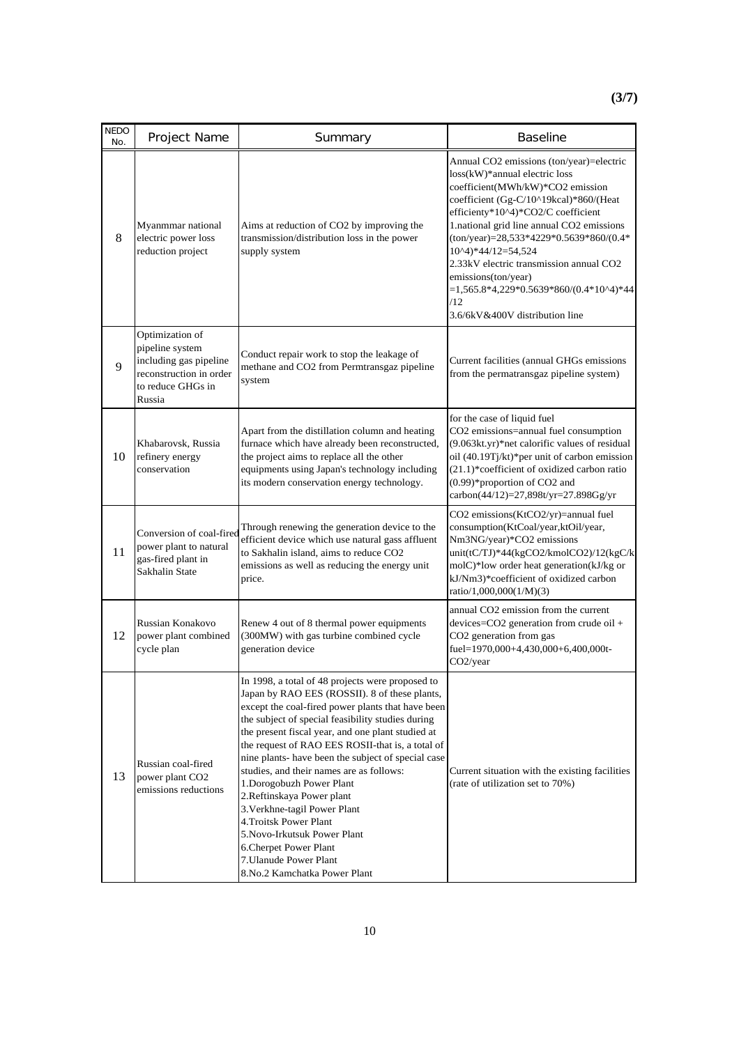**(3/7)**

| NEDO No. | Project Name | Summary | Baseline |
|---|---|---|---|
| 8 | Myanmmar national electric power loss reduction project | Aims at reduction of $CO_2$ by improving the transmission/distribution loss in the power supply system | Annual $CO_2$ emissions (ton/year)=electric loss(kW)*annual electric loss coefficient(MWh/kW)*$CO_2$ emission coefficient (Gg-C/10^19kcal)*860/(Heat efficienty*10^4)*$CO_2$/C coefficient<br>1.national grid line annual $CO_2$ emissions (ton/year)=28,533*4229*0.5639*860/(0.4*10^4)*44/12=54,524<br>2.33kV electric transmission annual $CO_2$ emissions(ton/year) =1,565.8*4,229*0.5639*860/(0.4*10^4)*44/12<br>3.6/6kV&400V distribution line |
| 9 | Optimization of pipeline system including gas pipeline reconstruction in order to reduce GHGs in Russia | Conduct repair work to stop the leakage of methane and $CO_2$ from Permtransgaz pipeline system | Current facilities (annual GHGs emissions from the permatransgaz pipeline system) |
| 10 | Khabarovsk, Russia refinery energy conservation | Apart from the distillation column and heating furnace which have already been reconstructed, the project aims to replace all the other equipments using Japan's technology including its modern conservation energy technology. | for the case of liquid fuel<br>$CO_2$ emissions=annual fuel consumption (9.063kt.yr)*net calorific values of residual oil (40.19Tj/kt)*per unit of carbon emission (21.1)*coefficient of oxidized carbon ratio (0.99)*proportion of $CO_2$ and carbon(44/12)=27,898t/yr=27.898Gg/yr |
| 11 | Conversion of coal-fired power plant to natural gas-fired plant in Sakhalin State | Through renewing the generation device to the efficient device which use natural gass affluent to Sakhalin island, aims to reduce $CO_2$ emissions as well as reducing the energy unit price. | $CO_2$ emissions(Kt$CO_2$/yr)=annual fuel consumption(KtCoal/year,ktOil/year, Nm3NG/year)*$CO_2$ emissions unit(tC/TJ)*44(kg$CO_2$/kmol$CO_2$)/12(kgC/kmolC)*low order heat generation(kJ/kg or kJ/Nm3)*coefficient of oxidized carbon ratio/1,000,000(1/M)(3) |
| 12 | Russian Konakovo power plant combined cycle plan | Renew 4 out of 8 thermal power equipments (300MW) with gas turbine combined cycle generation device | annual $CO_2$ emission from the current devices=$CO_2$ generation from crude oil + $CO_2$ generation from gas fuel=1970,000+4,430,000+6,400,000t-$CO_2$/year |
| 13 | Russian coal-fired power plant $CO_2$ emissions reductions | In 1998, a total of 48 projects were proposed to Japan by RAO EES (ROSSII). 8 of these plants, except the coal-fired power plants that have been the subject of special feasibility studies during the present fiscal year, and one plant studied at the request of RAO EES ROSII-that is, a total of nine plants- have been the subject of special case studies, and their names are as follows:<br>1.Dorogobuzh Power Plant<br>2.Reftinskaya Power plant<br>3.Verkhne-tagil Power Plant<br>4.Troitsk Power Plant<br>5.Novo-Irkutsuk Power Plant<br>6.Cherpet Power Plant<br>7.Ulanude Power Plant<br>8.No.2 Kamchatka Power Plant | Current situation with the existing facilities (rate of utilization set to 70%) |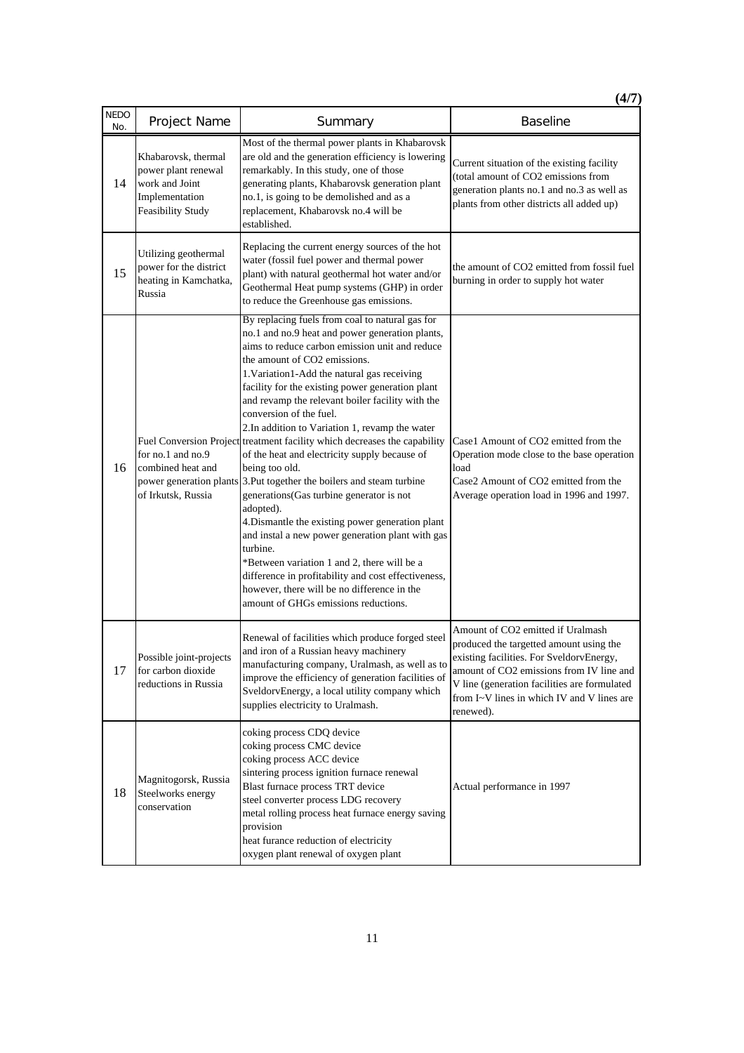(4/7)

| NEDO No. | Project Name | Summary | Baseline |
|---|---|---|---|
| 14 | Khabarovsk, thermal power plant renewal work and Joint Implementation Feasibility Study | Most of the thermal power plants in Khabarovsk are old and the generation efficiency is lowering remarkably. In this study, one of those generating plants, Khabarovsk generation plant no.1, is going to be demolished and as a replacement, Khabarovsk no.4 will be established. | Current situation of the existing facility (total amount of $CO_2$ emissions from generation plants no.1 and no.3 as well as plants from other districts all added up) |
| 15 | Utilizing geothermal power for the district heating in Kamchatka, Russia | Replacing the current energy sources of the hot water (fossil fuel power and thermal power plant) with natural geothermal hot water and/or Geothermal Heat pump systems (GHP) in order to reduce the Greenhouse gas emissions. | the amount of $CO_2$ emitted from fossil fuel burning in order to supply hot water |
| 16 | Fuel Conversion Project for no.1 and no.9 combined heat and power generation plants of Irkutsk, Russia | By replacing fuels from coal to natural gas for no.1 and no.9 heat and power generation plants, aims to reduce carbon emission unit and reduce the amount of $CO_2$ emissions.<br>1.Variation1-Add the natural gas receiving facility for the existing power generation plant and revamp the relevant boiler facility with the conversion of the fuel.<br>2.In addition to Variation 1, revamp the water treatment facility which decreases the capability of the heat and electricity supply because of being too old.<br>3.Put together the boilers and steam turbine generations(Gas turbine generator is not adopted).<br>4.Dismantle the existing power generation plant and instal a new power generation plant with gas turbine.<br>*Between variation 1 and 2, there will be a difference in profitability and cost effectiveness, however, there will be no difference in the amount of GHGs emissions reductions. | Case1 Amount of $CO_2$ emitted from the Operation mode close to the base operation load<br>Case2 Amount of $CO_2$ emitted from the Average operation load in 1996 and 1997. |
| 17 | Possible joint-projects for carbon dioxide reductions in Russia | Renewal of facilities which produce forged steel and iron of a Russian heavy machinery manufacturing company, Uralmash, as well as to improve the efficiency of generation facilities of SveldorvEnergy, a local utility company which supplies electricity to Uralmash. | Amount of $CO_2$ emitted if Uralmash produced the targetted amount using the existing facilities. For SveldorvEnergy, amount of $CO_2$ emissions from IV line and V line (generation facilities are formulated from I~V lines in which IV and V lines are renewed). |
| 18 | Magnitogorsk, Russia Steelworks energy conservation | coking process CDQ device<br>coking process CMC device<br>coking process ACC device<br>sintering process ignition furnace renewal<br>Blast furnace process TRT device<br>steel converter process LDG recovery<br>metal rolling process heat furnace energy saving provision<br>heat furance reduction of electricity<br>oxygen plant renewal of oxygen plant | Actual performance in 1997 |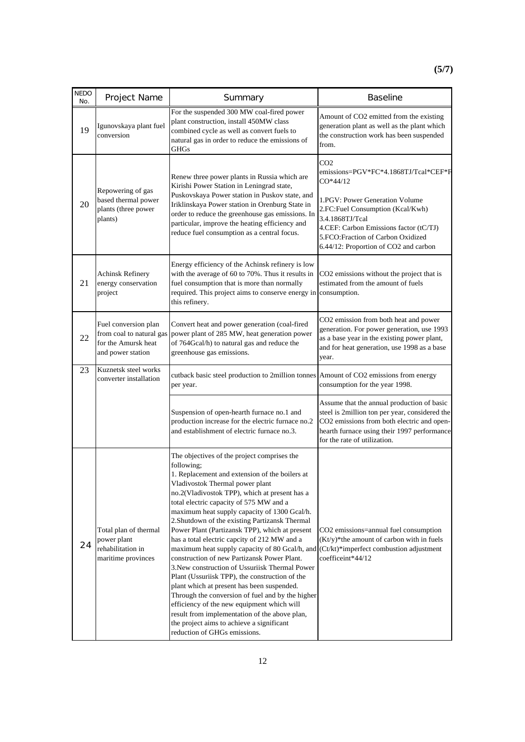(5/7)

| NEDO No. | Project Name | Summary | Baseline |
|---|---|---|---|
| 19 | Igunovskaya plant fuel conversion | For the suspended 300 MW coal-fired power plant construction, install 450MW class combined cycle as well as convert fuels to natural gas in order to reduce the emissions of GHGs | Amount of $CO_2$ emitted from the existing generation plant as well as the plant which the construction work has been suspended from. |
| 20 | Repowering of gas based thermal power plants (three power plants) | Renew three power plants in Russia which are Kirishi Power Station in Leningrad state, Puskovskaya Power station in Puskov state, and Iriklinskaya Power station in Orenburg State in order to reduce the greenhouse gas emissions. In particular, improve the heating efficiency and reduce fuel consumption as a central focus. | $CO_2$ emissions=PGV\*FC\*4.1868TJ/Tcal\*CEF\*FCO\*44/12<br><br>1.PGV: Power Generation Volume<br>2.FC:Fuel Consumption (Kcal/Kwh)<br>3.4.1868TJ/Tcal<br>4.CEF: Carbon Emissions factor (tC/TJ)<br>5.FCO:Fraction of Carbon Oxidized<br>6.44/12: Proportion of $CO_2$ and carbon |
| 21 | Achinsk Refinery energy conservation project | Energy efficiency of the Achinsk refinery is low with the average of 60 to 70%. Thus it results in fuel consumption that is more than normally required. This project aims to conserve energy in this refinery. | $CO_2$ emissions without the project that is estimated from the amount of fuels consumption. |
| 22 | Fuel conversion plan from coal to natural gas for the Amursk heat and power station | Convert heat and power generation (coal-fired power plant of 285 MW, heat generation power of 764Gcal/h) to natural gas and reduce the greenhouse gas emissions. | $CO_2$ emission from both heat and power generation. For power generation, use 1993 as a base year in the existing power plant, and for heat generation, use 1998 as a base year. |
| 23 | Kuznetsk steel works converter installation | cutback basic steel production to 2million tonnes per year. | Amount of $CO_2$ emissions from energy consumption for the year 1998. |
| | | Suspension of open-hearth furnace no.1 and production increase for the electric furnace no.2 and establishment of electric furnace no.3. | Assume that the annual production of basic steel is 2million ton per year, considered the $CO_2$ emissions from both electric and open-hearth furnace using their 1997 performance for the rate of utilization. |
| 24 | Total plan of thermal power plant rehabilitation in maritime provinces | The objectives of the project comprises the following;<br>1. Replacement and extension of the boilers at Vladivostok Thermal power plant no.2(Vladivostok TPP), which at present has a total electric capacity of 575 MW and a maximum heat supply capacity of 1300 Gcal/h.<br>2.Shutdown of the existing Partizansk Thermal Power Plant (Partizansk TPP), which at present has a total electric capcity of 212 MW and a maximum heat supply capacity of 80 Gcal/h, and construction of new Partizansk Power Plant.<br>3.New construction of Ussuriisk Thermal Power Plant (Ussuriisk TPP), the construction of the plant which at present has been suspended.<br>Through the conversion of fuel and by the higher efficiency of the new equipment which will result from implementation of the above plan, the project aims to achieve a significant reduction of GHGs emissions. | $CO_2$ emissions=annual fuel consumption (Kt/y)\*the amount of carbon with in fuels (Ct/kt)\*imperfect combustion adjustment coefficeint\*44/12 |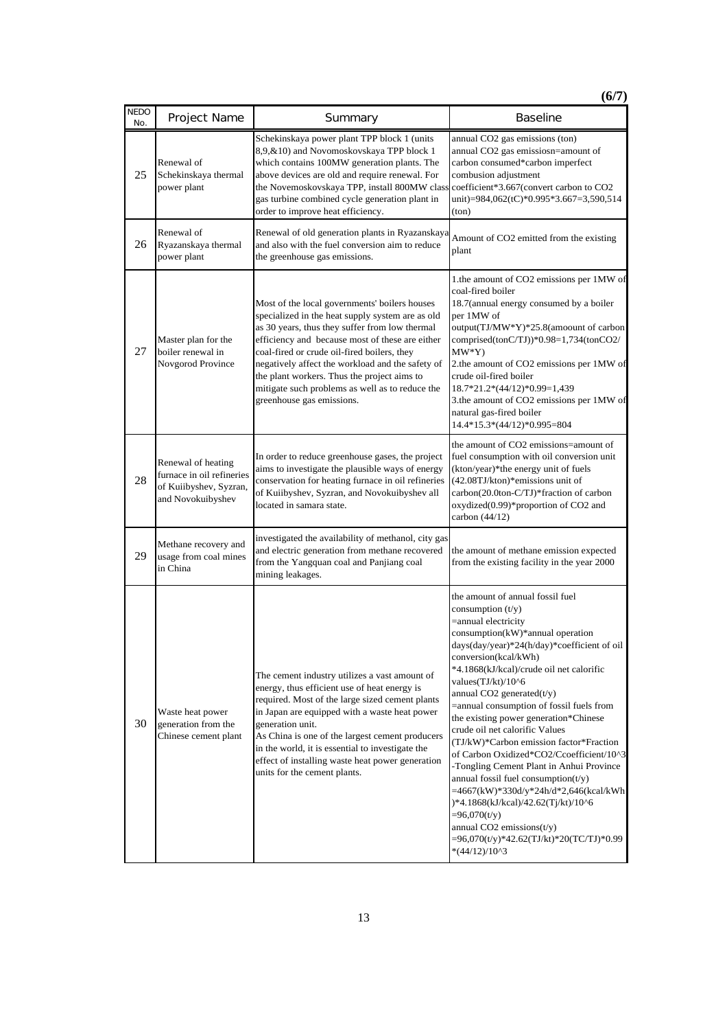(6/7)

| NEDO No. | Project Name | Summary | Baseline |
|---|---|---|---|
| 25 | Renewal of Schekinskaya thermal power plant | Schekinskaya power plant TPP block 1 (units 8,9,&10) and Novomoskovskaya TPP block 1 which contains 100MW generation plants. The above devices are old and require renewal. For the Novemoskovskaya TPP, install 800MW class gas turbine combined cycle generation plant in order to improve heat efficiency. | annual CO2 gas emissions (ton) annual CO2 gas emissiosn=amount of carbon consumed*carbon imperfect combusion adjustment coefficient*3.667(convert carbon to CO2 unit)=984,062(tC)*0.995*3.667=3,590,514 (ton) |
| 26 | Renewal of Ryazanskaya thermal power plant | Renewal of old generation plants in Ryazanskaya and also with the fuel conversion aim to reduce the greenhouse gas emissions. | Amount of CO2 emitted from the existing plant |
| 27 | Master plan for the boiler renewal in Novgorod Province | Most of the local governments' boilers houses specialized in the heat supply system are as old as 30 years, thus they suffer from low thermal efficiency and because most of these are either coal-fired or crude oil-fired boilers, they negatively affect the workload and the safety of the plant workers. Thus the project aims to mitigate such problems as well as to reduce the greenhouse gas emissions. | 1.the amount of CO2 emissions per 1MW of coal-fired boiler 18.7(annual energy consumed by a boiler per 1MW of output(TJ/MW*Y)*25.8(amoount of carbon comprised(tonC/TJ))*0.98=1,734(tonCO2/ MW*Y) 2.the amount of CO2 emissions per 1MW of crude oil-fired boiler 18.7*21.2*(44/12)*0.99=1,439 3.the amount of CO2 emissions per 1MW of natural gas-fired boiler 14.4*15.3*(44/12)*0.995=804 |
| 28 | Renewal of heating furnace in oil refineries of Kuiibyshev, Syzran, and Novokuibyshev | In order to reduce greenhouse gases, the project aims to investigate the plausible ways of energy conservation for heating furnace in oil refineries of Kuiibyshev, Syzran, and Novokuibyshev all located in samara state. | the amount of CO2 emissions=amount of fuel consumption with oil conversion unit (kton/year)*the energy unit of fuels (42.08TJ/kton)*emissions unit of carbon(20.0ton-C/TJ)*fraction of carbon oxydized(0.99)*proportion of CO2 and carbon (44/12) |
| 29 | Methane recovery and usage from coal mines in China | investigated the availability of methanol, city gas and electric generation from methane recovered from the Yangquan coal and Panjiang coal mining leakages. | the amount of methane emission expected from the existing facility in the year 2000 |
| 30 | Waste heat power generation from the Chinese cement plant | The cement industry utilizes a vast amount of energy, thus efficient use of heat energy is required. Most of the large sized cement plants in Japan are equipped with a waste heat power generation unit. As China is one of the largest cement producers in the world, it is essential to investigate the effect of installing waste heat power generation units for the cement plants. | the amount of annual fossil fuel consumption (t/y) =annual electricity consumption(kW)*annual operation days(day/year)*24(h/day)*coefficient of oil conversion(kcal/kWh) *4.1868(kJ/kcal)/crude oil net calorific values(TJ/kt)/10^6 annual CO2 generated(t/y) =annual consumption of fossil fuels from the existing power generation*Chinese crude oil net calorific Values (TJ/kW)*Carbon emission factor*Fraction of Carbon Oxidized*CO2/Ccoefficient/10^3 -Tongling Cement Plant in Anhui Province annual fossil fuel consumption(t/y) =4667(kW)*330d/y*24h/d*2,646(kcal/kWh )*4.1868(kJ/kcal)/42.62(Tj/kt)/10^6 =96,070(t/y) annual CO2 emissions(t/y) =96,070(t/y)*42.62(TJ/kt)*20(TC/TJ)*0.99 *(44/12)/10^3 |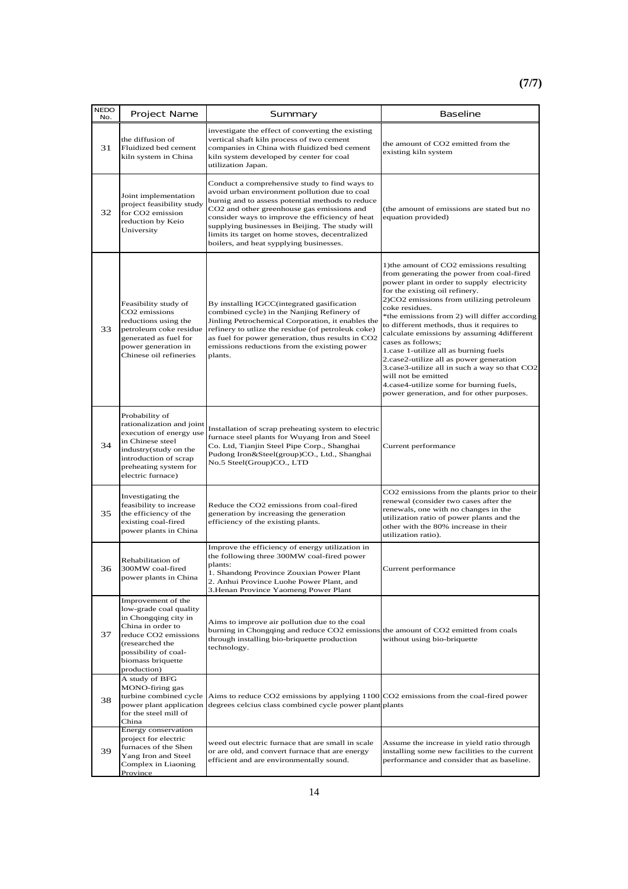**(7/7)**

| NEDO No. | Project Name | Summary | Baseline |
|---|---|---|---|
| 31 | the diffusion of Fluidized bed cement kiln system in China | investigate the effect of converting the existing vertical shaft kiln process of two cement companies in China with fluidized bed cement kiln system developed by center for coal utilization Japan. | the amount of $CO_2$ emitted from the existing kiln system |
| 32 | Joint implementation project feasibility study for $CO_2$ emission reduction by Keio University | Conduct a comprehensive study to find ways to avoid urban environment pollution due to coal burnig and to assess potential methods to reduce $CO_2$ and other greenhouse gas emissions and consider ways to improve the efficiency of heat supplying businesses in Beijing. The study will limits its target on home stoves, decentralized boilers, and heat sypplying businesses. | (the amount of emissions are stated but no equation provided) |
| 33 | Feasibility study of $CO_2$ emissions reductions using the petroleum coke residue generated as fuel for power generation in Chinese oil refineries | By installing IGCC(integrated gasification combined cycle) in the Nanjing Refinery of Jinling Petrochemical Corporation, it enables the refinery to utlize the residue (of petroleuk coke) as fuel for power generation, thus results in $CO_2$ emissions reductions from the existing power plants. | 1)the amount of $CO_2$ emissions resulting from generating the power from coal-fired power plant in order to supply electricity for the existing oil refinery.<br>2)$CO_2$ emissions from utilizing petroleum coke residues.<br>*the emissions from 2) will differ according to different methods, thus it requires to calculate emissions by assuming 4different cases as follows;<br>1.case 1-utilize all as burning fuels<br>2.case2-utilize all as power generation<br>3.case3-utilize all in such a way so that $CO_2$ will not be emitted<br>4.case4-utilize some for burning fuels, power generation, and for other purposes. |
| 34 | Probability of rationalization and joint execution of energy use in Chinese steel industry(study on the introduction of scrap preheating system for electric furnace) | Installation of scrap preheating system to electric furnace steel plants for Wuyang Iron and Steel Co. Ltd, Tianjin Steel Pipe Corp., Shanghai Pudong Iron&Steel(group)CO., Ltd., Shanghai No.5 Steel(Group)CO., LTD | Current performance |
| 35 | Investigating the feasibility to increase the efficiency of the existing coal-fired power plants in China | Reduce the $CO_2$ emissions from coal-fired generation by increasing the generation efficiency of the existing plants. | $CO_2$ emissions from the plants prior to their renewal (consider two cases after the renewals, one with no changes in the utilization ratio of power plants and the other with the 80% increase in their utilization ratio). |
| 36 | Rehabilitation of 300MW coal-fired power plants in China | Improve the efficiency of energy utilization in the following three 300MW coal-fired power plants:<br>1. Shandong Province Zouxian Power Plant<br>2. Anhui Province Luohe Power Plant, and<br>3.Henan Province Yaomeng Power Plant | Current performance |
| 37 | Improvement of the low-grade coal quality in Chongqing city in China in order to reduce $CO_2$ emissions (researched the possibility of coal-biomass briquette production) | Aims to improve air pollution due to the coal burning in Chongqing and reduce $CO_2$ emissions through installing bio-briquette production technology. | the amount of $CO_2$ emitted from coals without using bio-briquette |
| 38 | A study of BFG MONO-firing gas turbine combined cycle power plant application for the steel mill of China | Aims to reduce $CO_2$ emissions by applying 1100 degrees celcius class combined cycle power plant | $CO_2$ emissions from the coal-fired power plants |
| 39 | Energy conservation project for electric furnaces of the Shen Yang Iron and Steel Complex in Liaoning Province | weed out electric furnace that are small in scale or are old, and convert furnace that are energy efficient and are environmentally sound. | Assume the increase in yield ratio through installing some new facilities to the current performance and consider that as baseline. |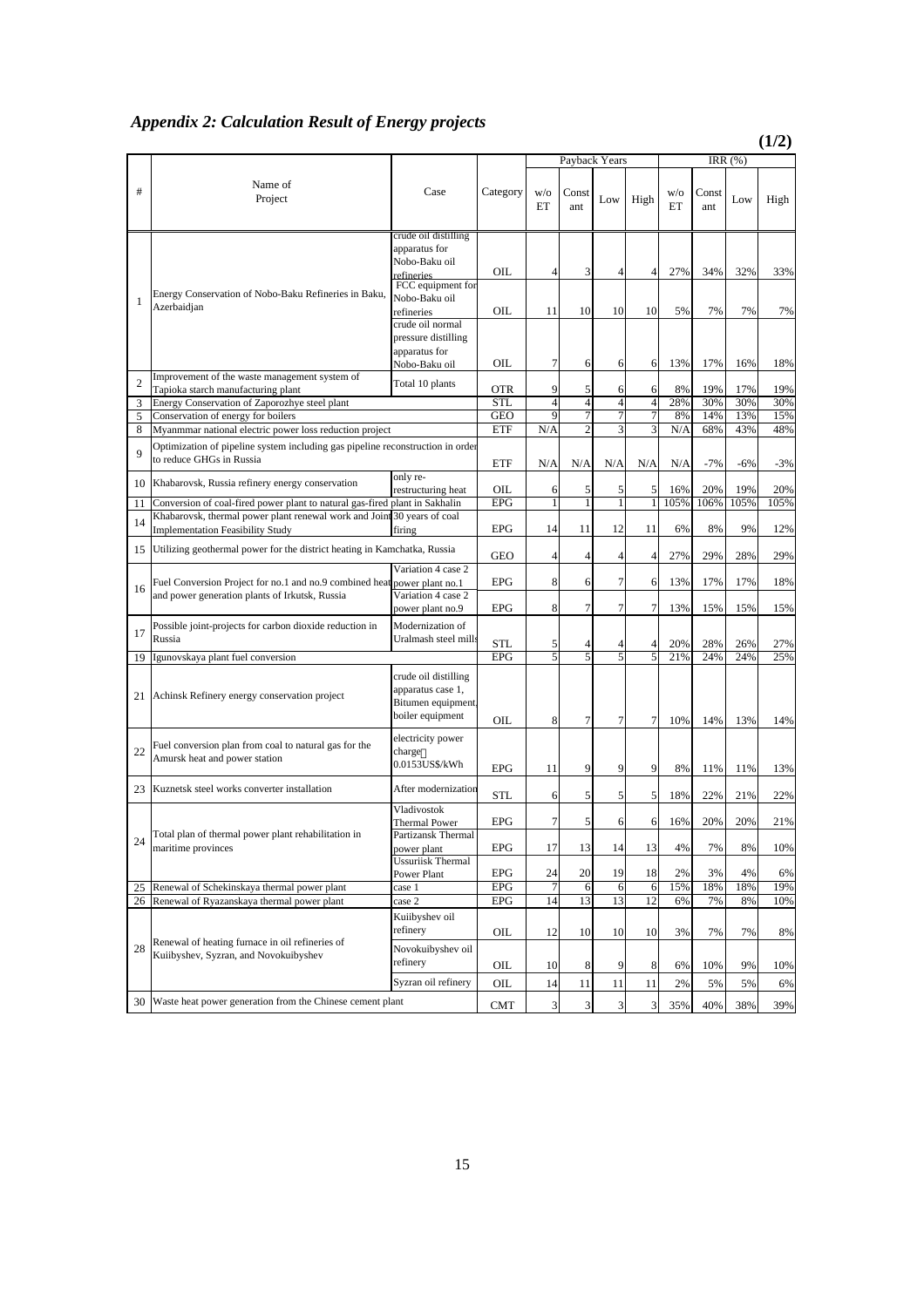## *Appendix 2: Calculation Result of Energy projects*

**(1/2)**

| # | Name of Project | Case | Category | Payback Years | | | | IRR (%) | | | |
|---|---|---|---|---|---|---|---|---|---|---|---|
| | | | | w/o ET | Constant | Low | High | w/o ET | Constant | Low | High |
| 1 | Energy Conservation of Nobo-Baku Refineries in Baku, Azerbaidjan | crude oil distilling apparatus for Nobo-Baku oil refineries | OIL | 4 | 3 | 4 | 4 | 27% | 34% | 32% | 33% |
| | | FCC equipment for Nobo-Baku oil refineries | OIL | 11 | 10 | 10 | 10 | 5% | 7% | 7% | 7% |
| | | crude oil normal pressure distilling apparatus for Nobo-Baku oil | OIL | 7 | 6 | 6 | 6 | 13% | 17% | 16% | 18% |
| 2 | Improvement of the waste management system of Tapioka starch manufacturing plant | Total 10 plants | OTR | 9 | 5 | 6 | 6 | 8% | 19% | 17% | 19% |
| 3 | Energy Conservation of Zaporozhye steel plant | | STL | 4 | 4 | 4 | 4 | 28% | 30% | 30% | 30% |
| 5 | Conservation of energy for boilers | | GEO | 9 | 7 | 7 | 7 | 8% | 14% | 13% | 15% |
| 8 | Myanmmar national electric power loss reduction project | | ETF | N/A | 2 | 3 | 3 | N/A | 68% | 43% | 48% |
| 9 | Optimization of pipeline system including gas pipeline reconstruction in order to reduce GHGs in Russia | | ETF | N/A | N/A | N/A | N/A | N/A | -7% | -6% | -3% |
| 10 | Khabarovsk, Russia refinery energy conservation | only re-restructuring heat | OIL | 6 | 5 | 5 | 5 | 16% | 20% | 19% | 20% |
| 11 | Conversion of coal-fired power plant to natural gas-fired plant in Sakhalin | | EPG | 1 | 1 | 1 | 1 | 105% | 106% | 105% | 105% |
| 14 | Khabarovsk, thermal power plant renewal work and Joint Implementation Feasibility Study | 30 years of coal firing | EPG | 14 | 11 | 12 | 11 | 6% | 8% | 9% | 12% |
| 15 | Utilizing geothermal power for the district heating in Kamchatka, Russia | | GEO | 4 | 4 | 4 | 4 | 27% | 29% | 28% | 29% |
| 16 | Fuel Conversion Project for no.1 and no.9 combined heat and power generation plants of Irkutsk, Russia | Variation 4 case 2 power plant no.1 | EPG | 8 | 6 | 7 | 6 | 13% | 17% | 17% | 18% |
| | | Variation 4 case 2 power plant no.9 | EPG | 8 | 7 | 7 | 7 | 13% | 15% | 15% | 15% |
| 17 | Possible joint-projects for carbon dioxide reduction in Russia | Modernization of Uralmash steel mills | STL | 5 | 4 | 4 | 4 | 20% | 28% | 26% | 27% |
| 19 | Igunovskaya plant fuel conversion | | EPG | 5 | 5 | 5 | 5 | 21% | 24% | 24% | 25% |
| 21 | Achinsk Refinery energy conservation project | crude oil distilling apparatus case 1, Bitumen equipment, boiler equipment | OIL | 8 | 7 | 7 | 7 | 10% | 14% | 13% | 14% |
| 22 | Fuel conversion plan from coal to natural gas for the Amursk heat and power station | electricity power charge：0.0153US$/kWh | EPG | 11 | 9 | 9 | 9 | 8% | 11% | 11% | 13% |
| 23 | Kuznetsk steel works converter installation | After modernization | STL | 6 | 5 | 5 | 5 | 18% | 22% | 21% | 22% |
| 24 | Total plan of thermal power plant rehabilitation in maritime provinces | Vladivostok Thermal Power | EPG | 7 | 5 | 6 | 6 | 16% | 20% | 20% | 21% |
| | | Partizansk Thermal power plant | EPG | 17 | 13 | 14 | 13 | 4% | 7% | 8% | 10% |
| | | Ussuriisk Thermal Power Plant | EPG | 24 | 20 | 19 | 18 | 2% | 3% | 4% | 6% |
| 25 | Renewal of Schekinskaya thermal power plant | case 1 | EPG | 7 | 6 | 6 | 6 | 15% | 18% | 18% | 19% |
| 26 | Renewal of Ryazanskaya thermal power plant | case 2 | EPG | 14 | 13 | 13 | 12 | 6% | 7% | 8% | 10% |
| 28 | Renewal of heating furnace in oil refineries of Kuiibyshev, Syzran, and Novokuibyshev | Kuiibyshev oil refinery | OIL | 12 | 10 | 10 | 10 | 3% | 7% | 7% | 8% |
| | | Novokuibyshev oil refinery | OIL | 10 | 8 | 9 | 8 | 6% | 10% | 9% | 10% |
| | | Syzran oil refinery | OIL | 14 | 11 | 11 | 11 | 2% | 5% | 5% | 6% |
| 30 | Waste heat power generation from the Chinese cement plant | | CMT | 3 | 3 | 3 | 3 | 35% | 40% | 38% | 39% |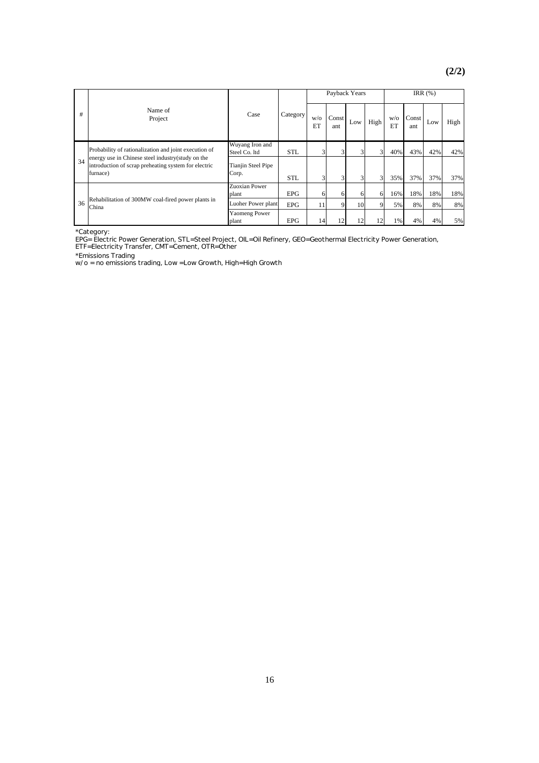**(2/2)**

| # | Name of Project | Case | Category | Payback Years | | | | IRR (%) | | | |
|---|---|---|---|---|---|---|---|---|---|---|---|
| | | | | w/o ET | Constant | Low | High | w/o ET | Constant | Low | High |
| 34 | Probability of rationalization and joint execution of energy use in Chinese steel industry(study on the introduction of scrap preheating system for electric furnace) | Wuyang Iron and Steel Co. ltd | STL | 3 | 3 | 3 | 3 | 40% | 43% | 42% | 42% |
| | | Tianjin Steel Pipe Corp. | STL | 3 | 3 | 3 | 3 | 35% | 37% | 37% | 37% |
| 36 | Rehabilitation of 300MW coal-fired power plants in China | Zuoxian Power plant | EPG | 6 | 6 | 6 | 6 | 16% | 18% | 18% | 18% |
| | | Luoher Power plant | EPG | 11 | 9 | 10 | 9 | 5% | 8% | 8% | 8% |
| | | Yaomeng Power plant | EPG | 14 | 12 | 12 | 12 | 1% | 4% | 4% | 5% |

*Category:
EPG= Electric Power Generation, STL=Steel Project, OIL=Oil Refinery, GEO=Geothermal Electricity Power Generation, ETF=Electricity Transfer, CMT=Cement, OTR=Other

*Emissions Trading
w/o = no emissions trading, Low =Low Growth, High=High Growth